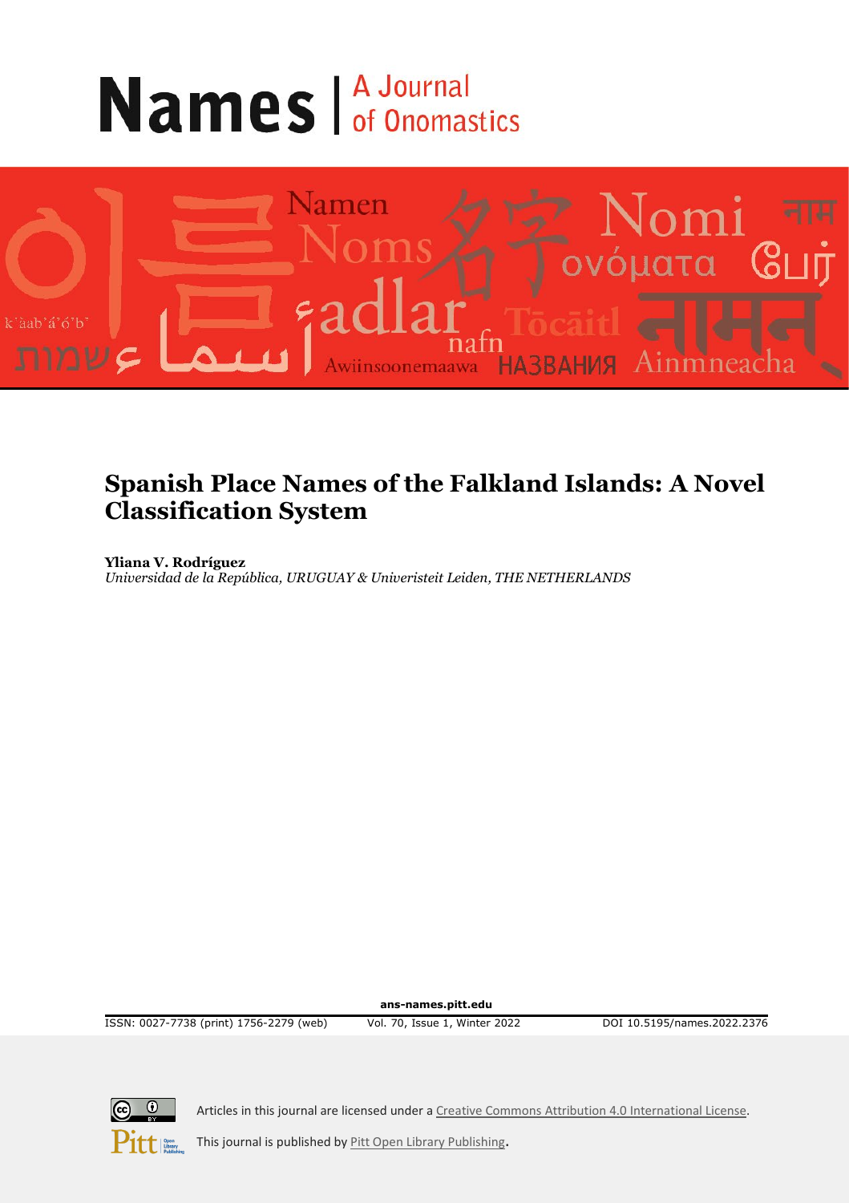# Names | A Journal of Onomastics

## Spanish Place Names of the Falkland Islands: A Novel Classification System

**Yliana V. Rodríguez**
*Universidad de la República, URUGUAY & Univeristeit Leiden, THE NETHERLANDS*

ans-names.pitt.edu

ISSN: 0027-7738 (print) 1756-2279 (web) | Vol. 70, Issue 1, Winter 2022 | DOI 10.5195/names.2022.2376

Articles in this journal are licensed under a Creative Commons Attribution 4.0 International License.

This journal is published by Pitt Open Library Publishing.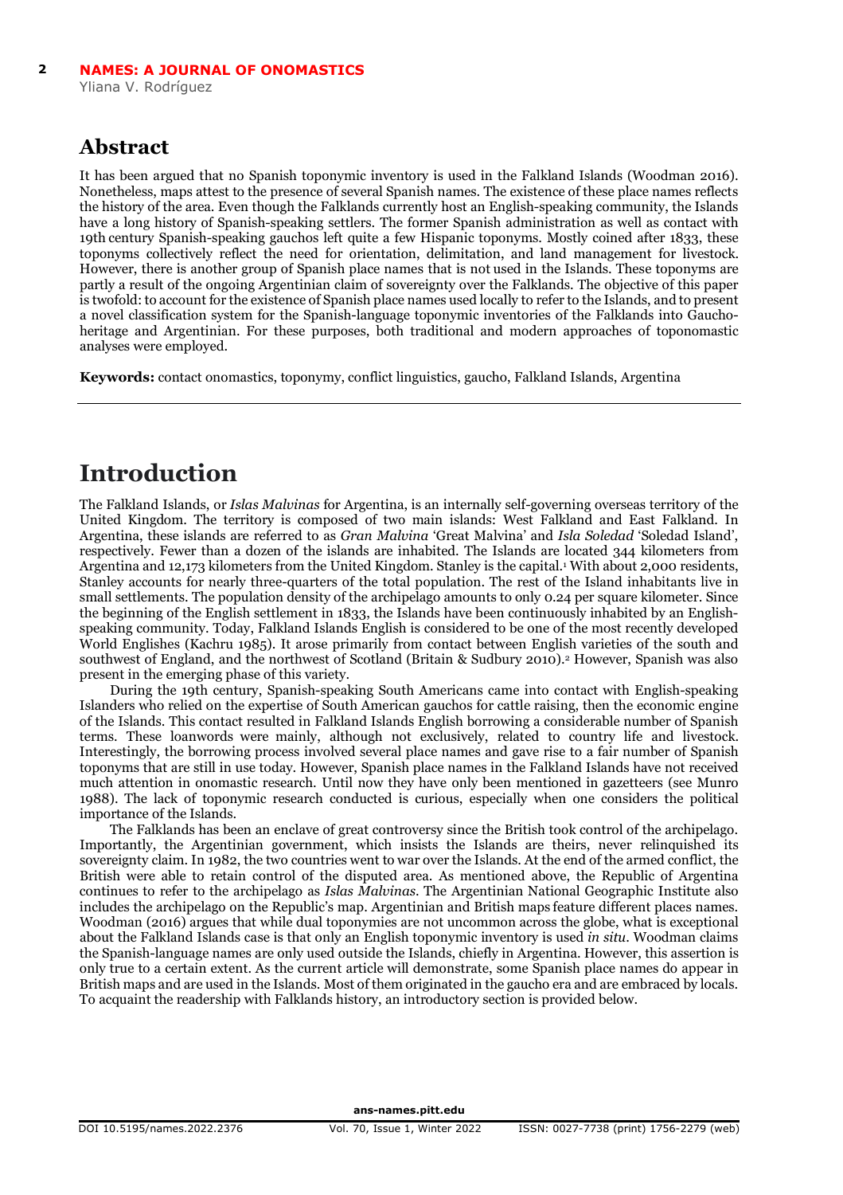## Abstract

It has been argued that no Spanish toponymic inventory is used in the Falkland Islands (Woodman 2016). Nonetheless, maps attest to the presence of several Spanish names. The existence of these place names reflects the history of the area. Even though the Falklands currently host an English-speaking community, the Islands have a long history of Spanish-speaking settlers. The former Spanish administration as well as contact with 19th century Spanish-speaking gauchos left quite a few Hispanic toponyms. Mostly coined after 1833, these toponyms collectively reflect the need for orientation, delimitation, and land management for livestock. However, there is another group of Spanish place names that is not used in the Islands. These toponyms are partly a result of the ongoing Argentinian claim of sovereignty over the Falklands. The objective of this paper is twofold: to account for the existence of Spanish place names used locally to refer to the Islands, and to present a novel classification system for the Spanish-language toponymic inventories of the Falklands into Gaucho-heritage and Argentinian. For these purposes, both traditional and modern approaches of toponomastic analyses were employed.

**Keywords:** contact onomastics, toponymy, conflict linguistics, gaucho, Falkland Islands, Argentina

# Introduction

The Falkland Islands, or *Islas Malvinas* for Argentina, is an internally self-governing overseas territory of the United Kingdom. The territory is composed of two main islands: West Falkland and East Falkland. In Argentina, these islands are referred to as *Gran Malvina* 'Great Malvina' and *Isla Soledad* 'Soledad Island', respectively. Fewer than a dozen of the islands are inhabited. The Islands are located 344 kilometers from Argentina and 12,173 kilometers from the United Kingdom. Stanley is the capital.[1] With about 2,000 residents, Stanley accounts for nearly three-quarters of the total population. The rest of the Island inhabitants live in small settlements. The population density of the archipelago amounts to only 0.24 per square kilometer. Since the beginning of the English settlement in 1833, the Islands have been continuously inhabited by an English-speaking community. Today, Falkland Islands English is considered to be one of the most recently developed World Englishes (Kachru 1985). It arose primarily from contact between English varieties of the south and southwest of England, and the northwest of Scotland (Britain & Sudbury 2010).[2] However, Spanish was also present in the emerging phase of this variety.

During the 19th century, Spanish-speaking South Americans came into contact with English-speaking Islanders who relied on the expertise of South American gauchos for cattle raising, then the economic engine of the Islands. This contact resulted in Falkland Islands English borrowing a considerable number of Spanish terms. These loanwords were mainly, although not exclusively, related to country life and livestock. Interestingly, the borrowing process involved several place names and gave rise to a fair number of Spanish toponyms that are still in use today. However, Spanish place names in the Falkland Islands have not received much attention in onomastic research. Until now they have only been mentioned in gazetteers (see Munro 1988). The lack of toponymic research conducted is curious, especially when one considers the political importance of the Islands.

The Falklands has been an enclave of great controversy since the British took control of the archipelago. Importantly, the Argentinian government, which insists the Islands are theirs, never relinquished its sovereignty claim. In 1982, the two countries went to war over the Islands. At the end of the armed conflict, the British were able to retain control of the disputed area. As mentioned above, the Republic of Argentina continues to refer to the archipelago as *Islas Malvinas*. The Argentinian National Geographic Institute also includes the archipelago on the Republic's map. Argentinian and British maps feature different places names. Woodman (2016) argues that while dual toponymies are not uncommon across the globe, what is exceptional about the Falkland Islands case is that only an English toponymic inventory is used *in situ*. Woodman claims the Spanish-language names are only used outside the Islands, chiefly in Argentina. However, this assertion is only true to a certain extent. As the current article will demonstrate, some Spanish place names do appear in British maps and are used in the Islands. Most of them originated in the gaucho era and are embraced by locals. To acquaint the readership with Falklands history, an introductory section is provided below.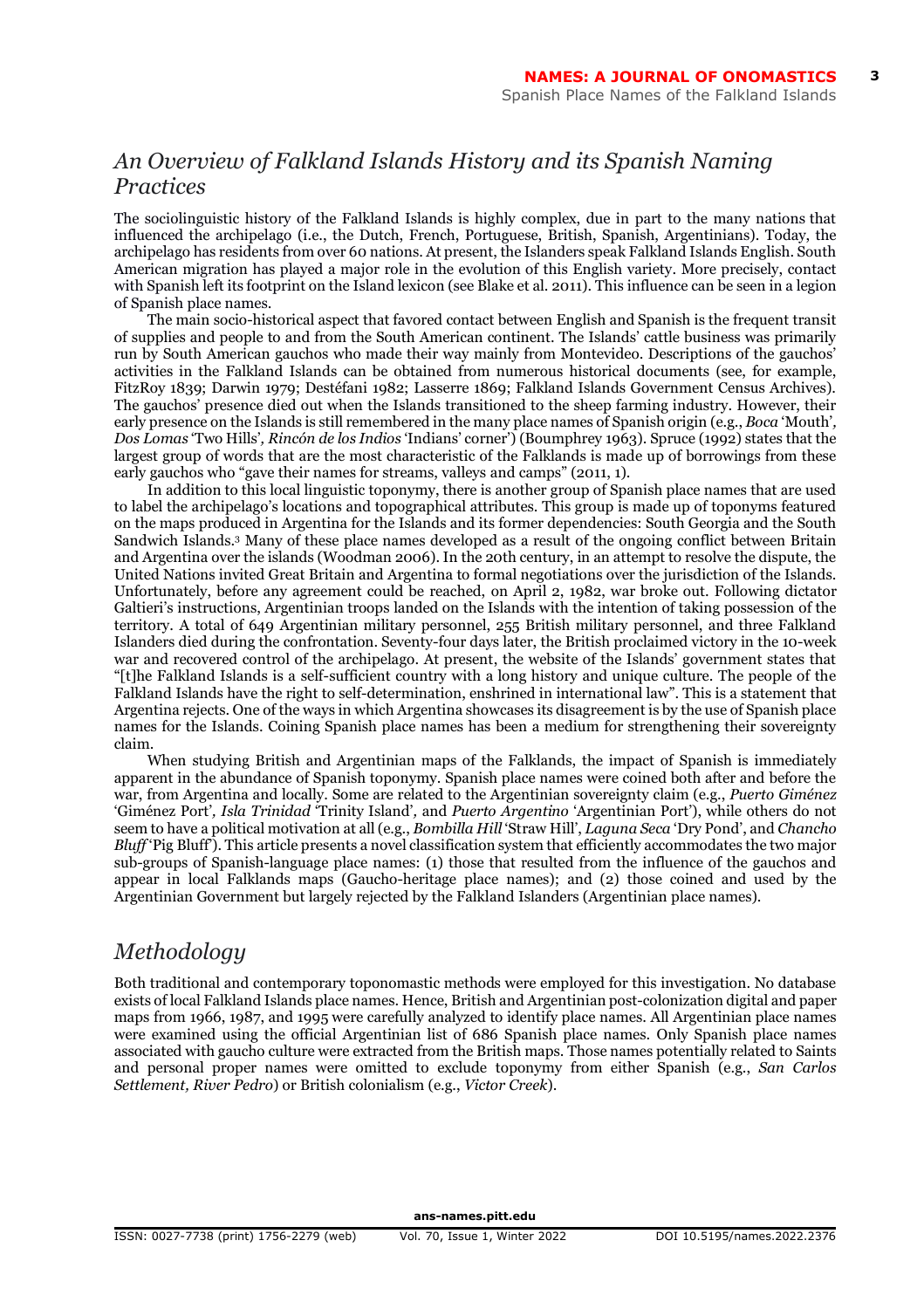## *An Overview of Falkland Islands History and its Spanish Naming Practices*

The sociolinguistic history of the Falkland Islands is highly complex, due in part to the many nations that influenced the archipelago (i.e., the Dutch, French, Portuguese, British, Spanish, Argentinians). Today, the archipelago has residents from over 60 nations. At present, the Islanders speak Falkland Islands English. South American migration has played a major role in the evolution of this English variety. More precisely, contact with Spanish left its footprint on the Island lexicon (see Blake et al. 2011). This influence can be seen in a legion of Spanish place names.

The main socio-historical aspect that favored contact between English and Spanish is the frequent transit of supplies and people to and from the South American continent. The Islands' cattle business was primarily run by South American gauchos who made their way mainly from Montevideo. Descriptions of the gauchos' activities in the Falkland Islands can be obtained from numerous historical documents (see, for example, FitzRoy 1839; Darwin 1979; Destéfani 1982; Lasserre 1869; Falkland Islands Government Census Archives). The gauchos' presence died out when the Islands transitioned to the sheep farming industry. However, their early presence on the Islands is still remembered in the many place names of Spanish origin (e.g., *Boca* 'Mouth', *Dos Lomas* 'Two Hills', *Rincón de los Indios* 'Indians' corner') (Boumphrey 1963). Spruce (1992) states that the largest group of words that are the most characteristic of the Falklands is made up of borrowings from these early gauchos who "gave their names for streams, valleys and camps" (2011, 1).

In addition to this local linguistic toponymy, there is another group of Spanish place names that are used to label the archipelago's locations and topographical attributes. This group is made up of toponyms featured on the maps produced in Argentina for the Islands and its former dependencies: South Georgia and the South Sandwich Islands.[3] Many of these place names developed as a result of the ongoing conflict between Britain and Argentina over the islands (Woodman 2006). In the 20th century, in an attempt to resolve the dispute, the United Nations invited Great Britain and Argentina to formal negotiations over the jurisdiction of the Islands. Unfortunately, before any agreement could be reached, on April 2, 1982, war broke out. Following dictator Galtieri's instructions, Argentinian troops landed on the Islands with the intention of taking possession of the territory. A total of 649 Argentinian military personnel, 255 British military personnel, and three Falkland Islanders died during the confrontation. Seventy-four days later, the British proclaimed victory in the 10-week war and recovered control of the archipelago. At present, the website of the Islands' government states that "[t]he Falkland Islands is a self-sufficient country with a long history and unique culture. The people of the Falkland Islands have the right to self-determination, enshrined in international law". This is a statement that Argentina rejects. One of the ways in which Argentina showcases its disagreement is by the use of Spanish place names for the Islands. Coining Spanish place names has been a medium for strengthening their sovereignty claim.

When studying British and Argentinian maps of the Falklands, the impact of Spanish is immediately apparent in the abundance of Spanish toponymy. Spanish place names were coined both after and before the war, from Argentina and locally. Some are related to the Argentinian sovereignty claim (e.g., *Puerto Giménez* 'Giménez Port', *Isla Trinidad* 'Trinity Island', and *Puerto Argentino* 'Argentinian Port'), while others do not seem to have a political motivation at all (e.g., *Bombilla Hill* 'Straw Hill', *Laguna Seca* 'Dry Pond', and *Chancho Bluff* 'Pig Bluff'). This article presents a novel classification system that efficiently accommodates the two major sub-groups of Spanish-language place names: (1) those that resulted from the influence of the gauchos and appear in local Falklands maps (Gaucho-heritage place names); and (2) those coined and used by the Argentinian Government but largely rejected by the Falkland Islanders (Argentinian place names).

## *Methodology*

Both traditional and contemporary toponomastic methods were employed for this investigation. No database exists of local Falkland Islands place names. Hence, British and Argentinian post-colonization digital and paper maps from 1966, 1987, and 1995 were carefully analyzed to identify place names. All Argentinian place names were examined using the official Argentinian list of 686 Spanish place names. Only Spanish place names associated with gaucho culture were extracted from the British maps. Those names potentially related to Saints and personal proper names were omitted to exclude toponymy from either Spanish (e.g., *San Carlos Settlement, River Pedro*) or British colonialism (e.g., *Victor Creek*).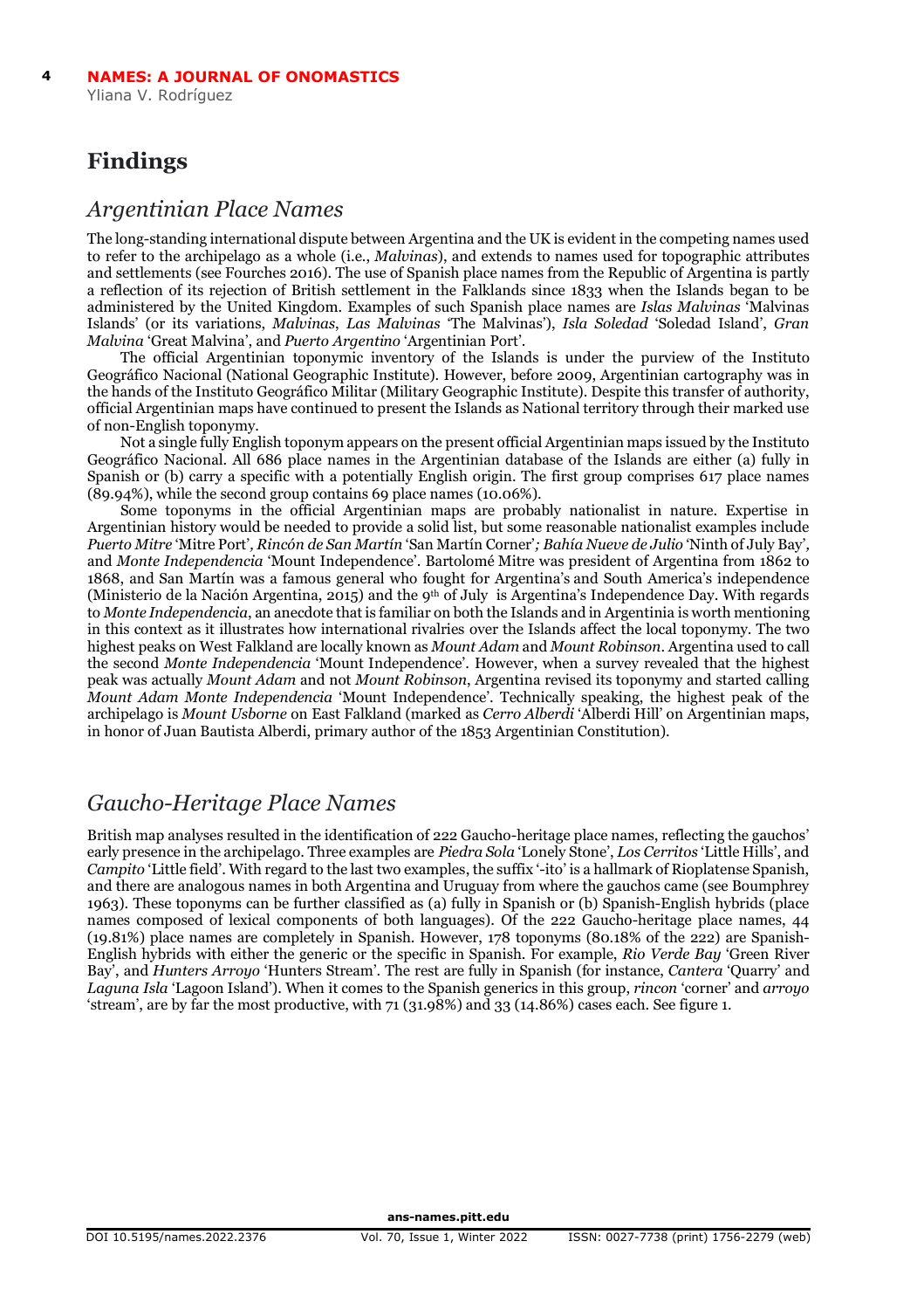# Findings

## *Argentinian Place Names*

The long-standing international dispute between Argentina and the UK is evident in the competing names used to refer to the archipelago as a whole (i.e., *Malvinas*), and extends to names used for topographic attributes and settlements (see Fourches 2016). The use of Spanish place names from the Republic of Argentina is partly a reflection of its rejection of British settlement in the Falklands since 1833 when the Islands began to be administered by the United Kingdom. Examples of such Spanish place names are *Islas Malvinas* 'Malvinas Islands' (or its variations, *Malvinas*, *Las Malvinas* 'The Malvinas'), *Isla Soledad* 'Soledad Island', *Gran Malvina* 'Great Malvina', and *Puerto Argentino* 'Argentinian Port'.

The official Argentinian toponymic inventory of the Islands is under the purview of the Instituto Geográfico Nacional (National Geographic Institute). However, before 2009, Argentinian cartography was in the hands of the Instituto Geográfico Militar (Military Geographic Institute). Despite this transfer of authority, official Argentinian maps have continued to present the Islands as National territory through their marked use of non-English toponymy.

Not a single fully English toponym appears on the present official Argentinian maps issued by the Instituto Geográfico Nacional. All 686 place names in the Argentinian database of the Islands are either (a) fully in Spanish or (b) carry a specific with a potentially English origin. The first group comprises 617 place names (89.94%), while the second group contains 69 place names (10.06%).

Some toponyms in the official Argentinian maps are probably nationalist in nature. Expertise in Argentinian history would be needed to provide a solid list, but some reasonable nationalist examples include *Puerto Mitre* 'Mitre Port', *Rincón de San Martín* 'San Martín Corner'; *Bahía Nueve de Julio* 'Ninth of July Bay', and *Monte Independencia* 'Mount Independence'. Bartolomé Mitre was president of Argentina from 1862 to 1868, and San Martín was a famous general who fought for Argentina's and South America's independence (Ministerio de la Nación Argentina, 2015) and the 9th of July is Argentina's Independence Day. With regards to *Monte Independencia*, an anecdote that is familiar on both the Islands and in Argentina is worth mentioning in this context as it illustrates how international rivalries over the Islands affect the local toponymy. The two highest peaks on West Falkland are locally known as *Mount Adam* and *Mount Robinson*. Argentina used to call the second *Monte Independencia* 'Mount Independence'. However, when a survey revealed that the highest peak was actually *Mount Adam* and not *Mount Robinson*, Argentina revised its toponymy and started calling *Mount Adam Monte Independencia* 'Mount Independence'. Technically speaking, the highest peak of the archipelago is *Mount Usborne* on East Falkland (marked as *Cerro Alberdi* 'Alberdi Hill' on Argentinian maps, in honor of Juan Bautista Alberdi, primary author of the 1853 Argentinian Constitution).

## *Gaucho-Heritage Place Names*

British map analyses resulted in the identification of 222 Gaucho-heritage place names, reflecting the gauchos' early presence in the archipelago. Three examples are *Piedra Sola* 'Lonely Stone', *Los Cerritos* 'Little Hills', and *Campito* 'Little field'. With regard to the last two examples, the suffix '-ito' is a hallmark of Rioplatense Spanish, and there are analogous names in both Argentina and Uruguay from where the gauchos came (see Boumphrey 1963). These toponyms can be further classified as (a) fully in Spanish or (b) Spanish-English hybrids (place names composed of lexical components of both languages). Of the 222 Gaucho-heritage place names, 44 (19.81%) place names are completely in Spanish. However, 178 toponyms (80.18% of the 222) are Spanish-English hybrids with either the generic or the specific in Spanish. For example, *Rio Verde Bay* 'Green River Bay', and *Hunters Arroyo* 'Hunters Stream'. The rest are fully in Spanish (for instance, *Cantera* 'Quarry' and *Laguna Isla* 'Lagoon Island'). When it comes to the Spanish generics in this group, *rincon* 'corner' and *arroyo* 'stream', are by far the most productive, with 71 (31.98%) and 33 (14.86%) cases each. See figure 1.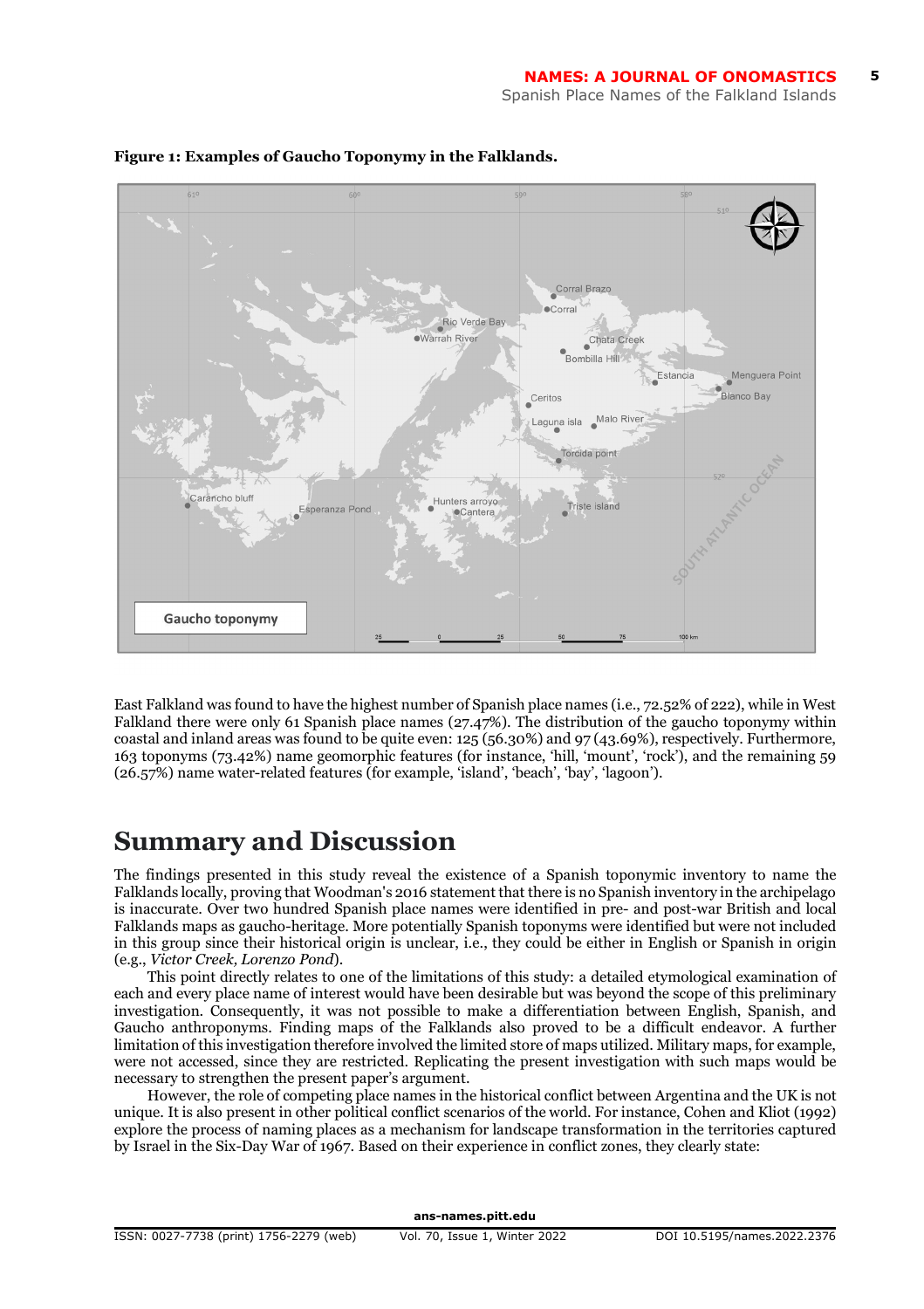**Figure 1: Examples of Gaucho Toponymy in the Falklands.**

East Falkland was found to have the highest number of Spanish place names (i.e., 72.52% of 222), while in West Falkland there were only 61 Spanish place names (27.47%). The distribution of the gaucho toponymy within coastal and inland areas was found to be quite even: 125 (56.30%) and 97 (43.69%), respectively. Furthermore, 163 toponyms (73.42%) name geomorphic features (for instance, 'hill', 'mount', 'rock'), and the remaining 59 (26.57%) name water-related features (for example, 'island', 'beach', 'bay', 'lagoon').

# Summary and Discussion

The findings presented in this study reveal the existence of a Spanish toponymic inventory to name the Falklands locally, proving that Woodman's 2016 statement that there is no Spanish inventory in the archipelago is inaccurate. Over two hundred Spanish place names were identified in pre- and post-war British and local Falklands maps as gaucho-heritage. More potentially Spanish toponyms were identified but were not included in this group since their historical origin is unclear, i.e., they could be either in English or Spanish in origin (e.g., *Victor Creek, Lorenzo Pond*).

This point directly relates to one of the limitations of this study: a detailed etymological examination of each and every place name of interest would have been desirable but was beyond the scope of this preliminary investigation. Consequently, it was not possible to make a differentiation between English, Spanish, and Gaucho anthroponyms. Finding maps of the Falklands also proved to be a difficult endeavor. A further limitation of this investigation therefore involved the limited store of maps utilized. Military maps, for example, were not accessed, since they are restricted. Replicating the present investigation with such maps would be necessary to strengthen the present paper's argument.

However, the role of competing place names in the historical conflict between Argentina and the UK is not unique. It is also present in other political conflict scenarios of the world. For instance, Cohen and Kliot (1992) explore the process of naming places as a mechanism for landscape transformation in the territories captured by Israel in the Six-Day War of 1967. Based on their experience in conflict zones, they clearly state: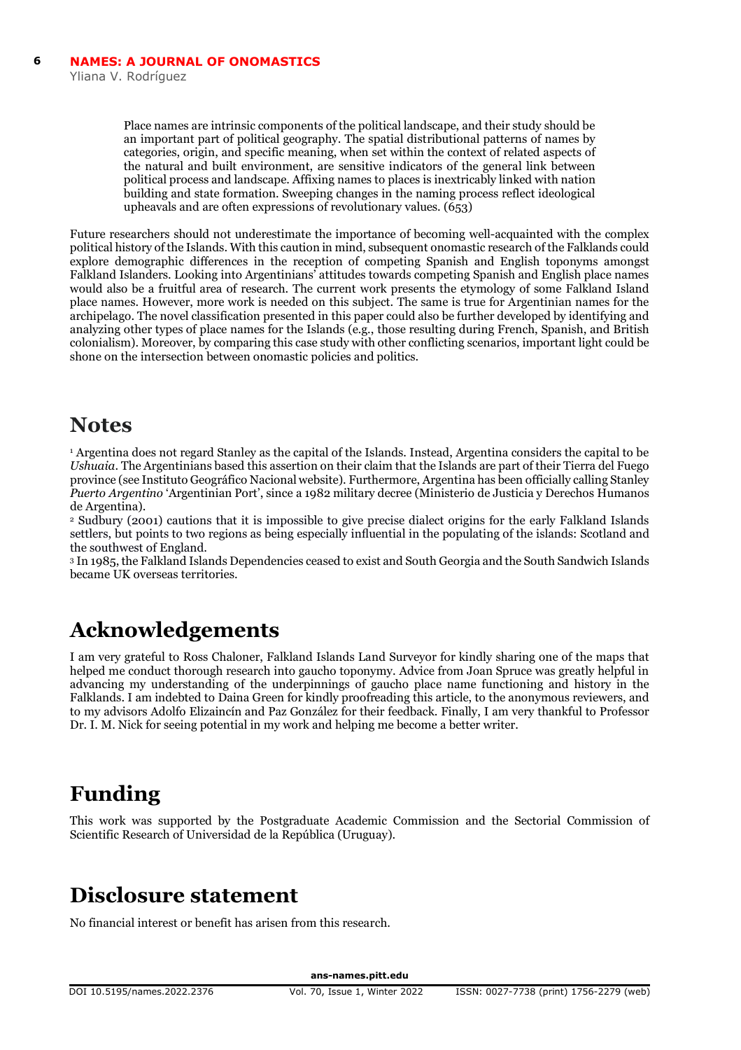> Place names are intrinsic components of the political landscape, and their study should be an important part of political geography. The spatial distributional patterns of names by categories, origin, and specific meaning, when set within the context of related aspects of the natural and built environment, are sensitive indicators of the general link between political process and landscape. Affixing names to places is inextricably linked with nation building and state formation. Sweeping changes in the naming process reflect ideological upheavals and are often expressions of revolutionary values. (653)

Future researchers should not underestimate the importance of becoming well-acquainted with the complex political history of the Islands. With this caution in mind, subsequent onomastic research of the Falklands could explore demographic differences in the reception of competing Spanish and English toponyms amongst Falkland Islanders. Looking into Argentinians' attitudes towards competing Spanish and English place names would also be a fruitful area of research. The current work presents the etymology of some Falkland Island place names. However, more work is needed on this subject. The same is true for Argentinian names for the archipelago. The novel classification presented in this paper could also be further developed by identifying and analyzing other types of place names for the Islands (e.g., those resulting during French, Spanish, and British colonialism). Moreover, by comparing this case study with other conflicting scenarios, important light could be shone on the intersection between onomastic policies and politics.

# Notes

[1] Argentina does not regard Stanley as the capital of the Islands. Instead, Argentina considers the capital to be *Ushuaia*. The Argentinians based this assertion on their claim that the Islands are part of their Tierra del Fuego province (see Instituto Geográfico Nacional website). Furthermore, Argentina has been officially calling Stanley *Puerto Argentino* 'Argentinian Port', since a 1982 military decree (Ministerio de Justicia y Derechos Humanos de Argentina).

[2] Sudbury (2001) cautions that it is impossible to give precise dialect origins for the early Falkland Islands settlers, but points to two regions as being especially influential in the populating of the islands: Scotland and the southwest of England.

[3] In 1985, the Falkland Islands Dependencies ceased to exist and South Georgia and the South Sandwich Islands became UK overseas territories.

# Acknowledgements

I am very grateful to Ross Chaloner, Falkland Islands Land Surveyor for kindly sharing one of the maps that helped me conduct thorough research into gaucho toponymy. Advice from Joan Spruce was greatly helpful in advancing my understanding of the underpinnings of gaucho place name functioning and history in the Falklands. I am indebted to Daina Green for kindly proofreading this article, to the anonymous reviewers, and to my advisors Adolfo Elizaincín and Paz González for their feedback. Finally, I am very thankful to Professor Dr. I. M. Nick for seeing potential in my work and helping me become a better writer.

# Funding

This work was supported by the Postgraduate Academic Commission and the Sectorial Commission of Scientific Research of Universidad de la República (Uruguay).

# Disclosure statement

No financial interest or benefit has arisen from this research.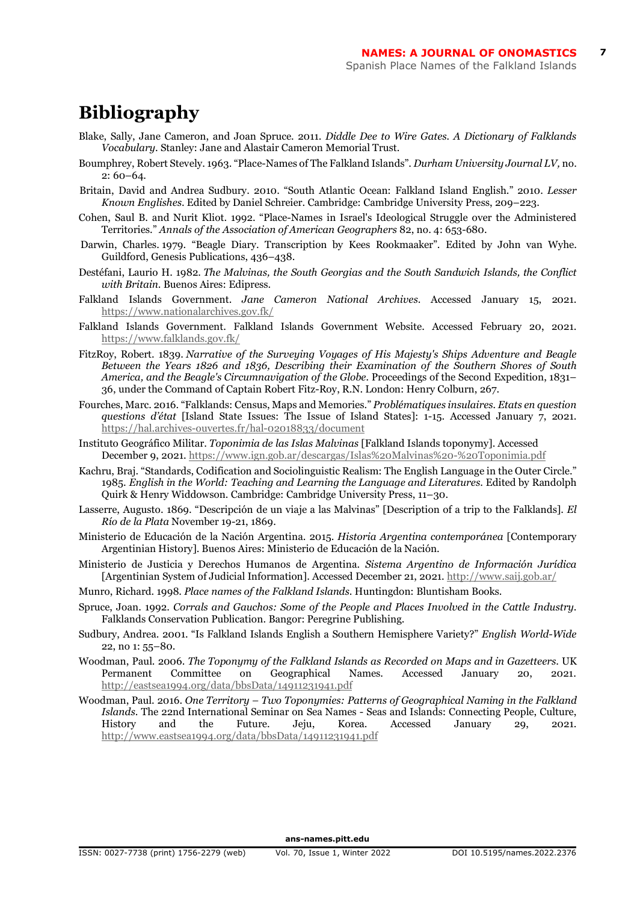# Bibliography

Blake, Sally, Jane Cameron, and Joan Spruce. 2011. *Diddle Dee to Wire Gates. A Dictionary of Falklands Vocabulary.* Stanley: Jane and Alastair Cameron Memorial Trust.

Boumphrey, Robert Stevely. 1963. "Place-Names of The Falkland Islands". *Durham University Journal LV,* no. 2: 60–64.

Britain, David and Andrea Sudbury. 2010. "South Atlantic Ocean: Falkland Island English." 2010. *Lesser Known Englishes.* Edited by Daniel Schreier. Cambridge: Cambridge University Press, 209–223.

Cohen, Saul B. and Nurit Kliot. 1992. "Place-Names in Israel's Ideological Struggle over the Administered Territories." *Annals of the Association of American Geographers* 82, no. 4: 653-680.

Darwin, Charles. 1979. "Beagle Diary. Transcription by Kees Rookmaaker". Edited by John van Wyhe. Guildford, Genesis Publications, 436–438.

Destéfani, Laurio H. 1982. *The Malvinas, the South Georgias and the South Sandwich Islands, the Conflict with Britain.* Buenos Aires: Edipress.

Falkland Islands Government. *Jane Cameron National Archives.* Accessed January 15, 2021. https://www.nationalarchives.gov.fk/

Falkland Islands Government. Falkland Islands Government Website. Accessed February 20, 2021. https://www.falklands.gov.fk/

FitzRoy, Robert. 1839. *Narrative of the Surveying Voyages of His Majesty's Ships Adventure and Beagle Between the Years 1826 and 1836, Describing their Examination of the Southern Shores of South America, and the Beagle's Circumnavigation of the Globe.* Proceedings of the Second Expedition, 1831–36, under the Command of Captain Robert Fitz-Roy, R.N. London: Henry Colburn, 267.

Fourches, Marc. 2016. "Falklands: Census, Maps and Memories." *Problématiques insulaires. Etats en question questions d'état* [Island State Issues: The Issue of Island States]: 1-15. Accessed January 7, 2021. https://hal.archives-ouvertes.fr/hal-02018833/document

Instituto Geográfico Militar. *Toponimia de las Islas Malvinas* [Falkland Islands toponymy]. Accessed December 9, 2021. https://www.ign.gob.ar/descargas/Islas%20Malvinas%20-%20Toponimia.pdf

Kachru, Braj. "Standards, Codification and Sociolinguistic Realism: The English Language in the Outer Circle." 1985. *English in the World: Teaching and Learning the Language and Literatures.* Edited by Randolph Quirk & Henry Widdowson. Cambridge: Cambridge University Press, 11–30.

Lasserre, Augusto. 1869. "Descripción de un viaje a las Malvinas" [Description of a trip to the Falklands]. *El Río de la Plata* November 19-21, 1869.

Ministerio de Educación de la Nación Argentina. 2015. *Historia Argentina contemporánea* [Contemporary Argentinian History]. Buenos Aires: Ministerio de Educación de la Nación.

Ministerio de Justicia y Derechos Humanos de Argentina. *Sistema Argentino de Información Jurídica* [Argentinian System of Judicial Information]. Accessed December 21, 2021. http://www.saij.gob.ar/

Munro, Richard. 1998. *Place names of the Falkland Islands.* Huntingdon: Bluntisham Books.

Spruce, Joan. 1992. *Corrals and Gauchos: Some of the People and Places Involved in the Cattle Industry.* Falklands Conservation Publication. Bangor: Peregrine Publishing.

Sudbury, Andrea. 2001. "Is Falkland Islands English a Southern Hemisphere Variety?" *English World-Wide* 22, no 1: 55–80.

Woodman, Paul. 2006. *The Toponymy of the Falkland Islands as Recorded on Maps and in Gazetteers.* UK Permanent Committee on Geographical Names. Accessed January 20, 2021. http://eastsea1994.org/data/bbsData/14911231941.pdf

Woodman, Paul. 2016. *One Territory – Two Toponymies: Patterns of Geographical Naming in the Falkland Islands.* The 22nd International Seminar on Sea Names - Seas and Islands: Connecting People, Culture, History and the Future. Jeju, Korea. Accessed January 29, 2021. http://www.eastsea1994.org/data/bbsData/14911231941.pdf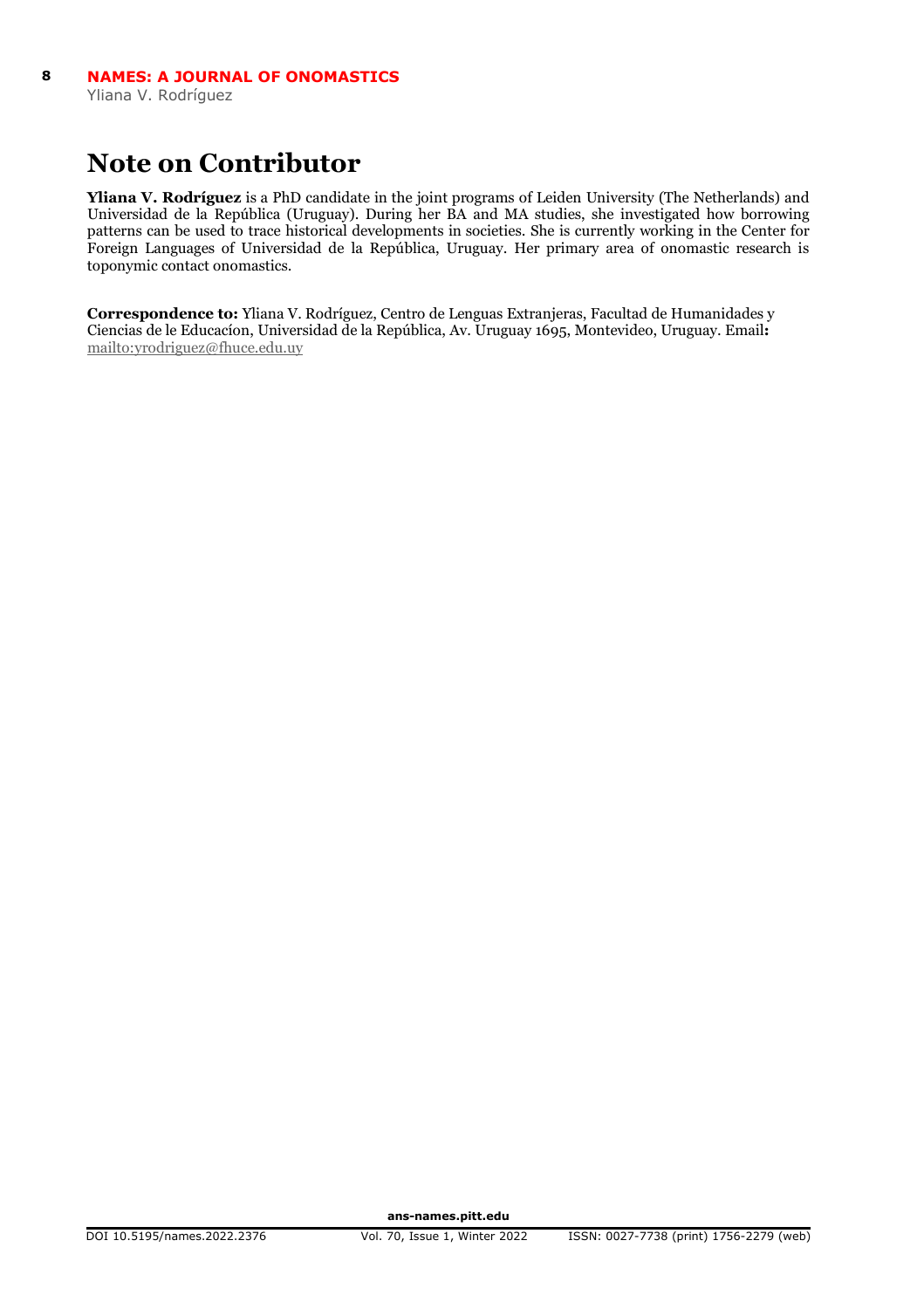# Note on Contributor

**Yliana V. Rodríguez** is a PhD candidate in the joint programs of Leiden University (The Netherlands) and Universidad de la República (Uruguay). During her BA and MA studies, she investigated how borrowing patterns can be used to trace historical developments in societies. She is currently working in the Center for Foreign Languages of Universidad de la República, Uruguay. Her primary area of onomastic research is toponymic contact onomastics.

**Correspondence to:** Yliana V. Rodríguez, Centro de Lenguas Extranjeras, Facultad de Humanidades y Ciencias de le Educacíon, Universidad de la República, Av. Uruguay 1695, Montevideo, Uruguay. Email**:** mailto:yrodriguez@fhuce.edu.uy